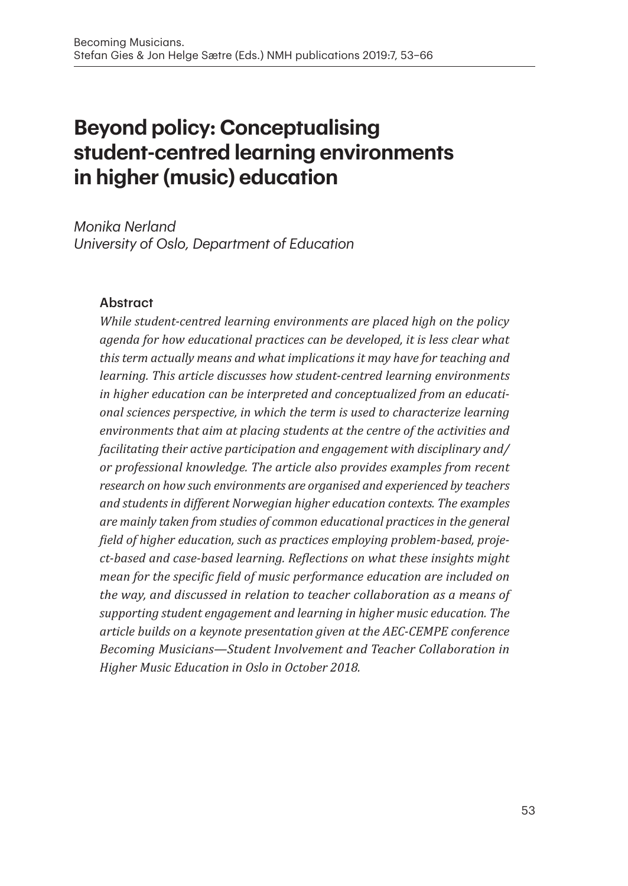# Beyond policy: Conceptualising student-centred learning environments in higher (music) education

*Monika Nerland*
*University of Oslo, Department of Education*

## Abstract

*While student-centred learning environments are placed high on the policy agenda for how educational practices can be developed, it is less clear what this term actually means and what implications it may have for teaching and learning. This article discusses how student-centred learning environments in higher education can be interpreted and conceptualized from an educational sciences perspective, in which the term is used to characterize learning environments that aim at placing students at the centre of the activities and facilitating their active participation and engagement with disciplinary and/or professional knowledge. The article also provides examples from recent research on how such environments are organised and experienced by teachers and students in different Norwegian higher education contexts. The examples are mainly taken from studies of common educational practices in the general field of higher education, such as practices employing problem-based, project-based and case-based learning. Reflections on what these insights might mean for the specific field of music performance education are included on the way, and discussed in relation to teacher collaboration as a means of supporting student engagement and learning in higher music education. The article builds on a keynote presentation given at the AEC-CEMPE conference Becoming Musicians—Student Involvement and Teacher Collaboration in Higher Music Education in Oslo in October 2018.*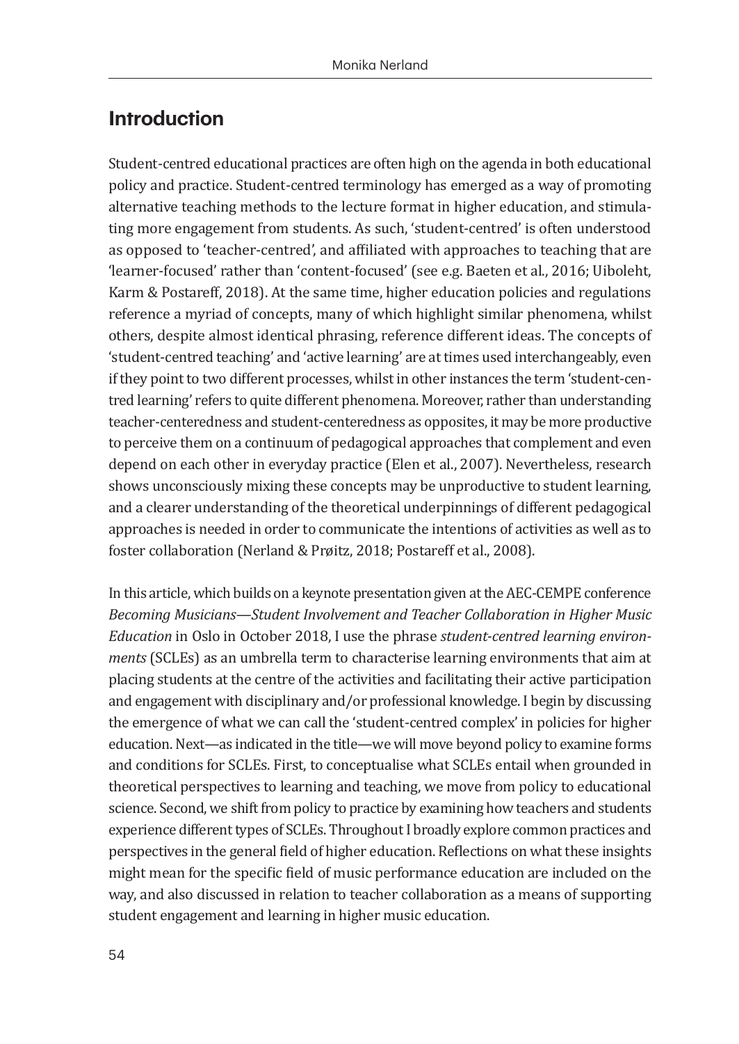## Introduction

Student-centred educational practices are often high on the agenda in both educational policy and practice. Student-centred terminology has emerged as a way of promoting alternative teaching methods to the lecture format in higher education, and stimulating more engagement from students. As such, 'student-centred' is often understood as opposed to 'teacher-centred', and affiliated with approaches to teaching that are 'learner-focused' rather than 'content-focused' (see e.g. Baeten et al., 2016; Uiboleht, Karm & Postareff, 2018). At the same time, higher education policies and regulations reference a myriad of concepts, many of which highlight similar phenomena, whilst others, despite almost identical phrasing, reference different ideas. The concepts of 'student-centred teaching' and 'active learning' are at times used interchangeably, even if they point to two different processes, whilst in other instances the term 'student-centred learning' refers to quite different phenomena. Moreover, rather than understanding teacher-centeredness and student-centeredness as opposites, it may be more productive to perceive them on a continuum of pedagogical approaches that complement and even depend on each other in everyday practice (Elen et al., 2007). Nevertheless, research shows unconsciously mixing these concepts may be unproductive to student learning, and a clearer understanding of the theoretical underpinnings of different pedagogical approaches is needed in order to communicate the intentions of activities as well as to foster collaboration (Nerland & Prøitz, 2018; Postareff et al., 2008).

In this article, which builds on a keynote presentation given at the AEC-CEMPE conference *Becoming Musicians—Student Involvement and Teacher Collaboration in Higher Music Education* in Oslo in October 2018, I use the phrase *student-centred learning environments* (SCLEs) as an umbrella term to characterise learning environments that aim at placing students at the centre of the activities and facilitating their active participation and engagement with disciplinary and/or professional knowledge. I begin by discussing the emergence of what we can call the 'student-centred complex' in policies for higher education. Next—as indicated in the title—we will move beyond policy to examine forms and conditions for SCLEs. First, to conceptualise what SCLEs entail when grounded in theoretical perspectives to learning and teaching, we move from policy to educational science. Second, we shift from policy to practice by examining how teachers and students experience different types of SCLEs. Throughout I broadly explore common practices and perspectives in the general field of higher education. Reflections on what these insights might mean for the specific field of music performance education are included on the way, and also discussed in relation to teacher collaboration as a means of supporting student engagement and learning in higher music education.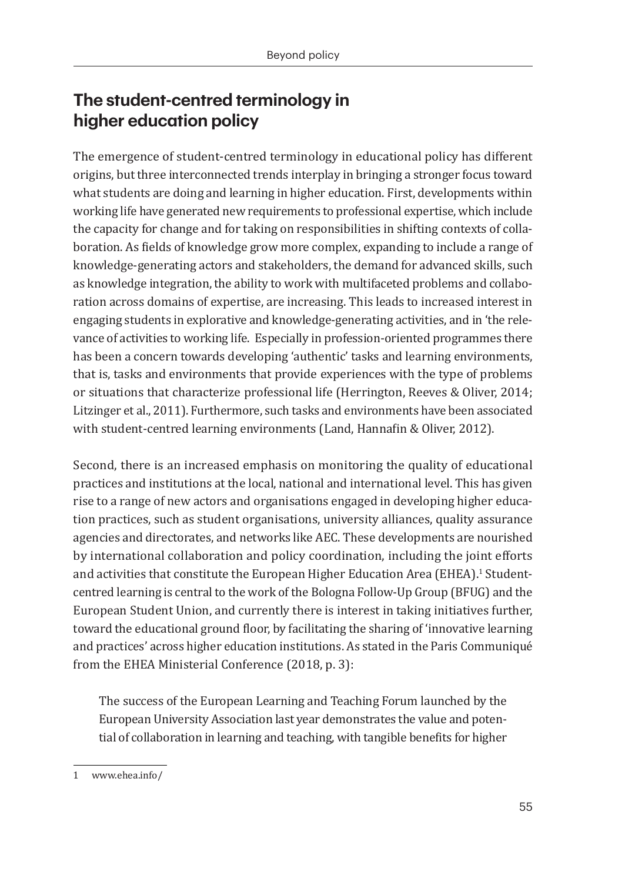## The student-centred terminology in higher education policy

The emergence of student-centred terminology in educational policy has different origins, but three interconnected trends interplay in bringing a stronger focus toward what students are doing and learning in higher education. First, developments within working life have generated new requirements to professional expertise, which include the capacity for change and for taking on responsibilities in shifting contexts of collaboration. As fields of knowledge grow more complex, expanding to include a range of knowledge-generating actors and stakeholders, the demand for advanced skills, such as knowledge integration, the ability to work with multifaceted problems and collaboration across domains of expertise, are increasing. This leads to increased interest in engaging students in explorative and knowledge-generating activities, and in 'the relevance of activities to working life. Especially in profession-oriented programmes there has been a concern towards developing 'authentic' tasks and learning environments, that is, tasks and environments that provide experiences with the type of problems or situations that characterize professional life (Herrington, Reeves & Oliver, 2014; Litzinger et al., 2011). Furthermore, such tasks and environments have been associated with student-centred learning environments (Land, Hannafin & Oliver, 2012).

Second, there is an increased emphasis on monitoring the quality of educational practices and institutions at the local, national and international level. This has given rise to a range of new actors and organisations engaged in developing higher education practices, such as student organisations, university alliances, quality assurance agencies and directorates, and networks like AEC. These developments are nourished by international collaboration and policy coordination, including the joint efforts and activities that constitute the European Higher Education Area (EHEA).[1] Student-centred learning is central to the work of the Bologna Follow-Up Group (BFUG) and the European Student Union, and currently there is interest in taking initiatives further, toward the educational ground floor, by facilitating the sharing of 'innovative learning and practices' across higher education institutions. As stated in the Paris Communiqué from the EHEA Ministerial Conference (2018, p. 3):

> The success of the European Learning and Teaching Forum launched by the European University Association last year demonstrates the value and potential of collaboration in learning and teaching, with tangible benefits for higher

1 www.ehea.info/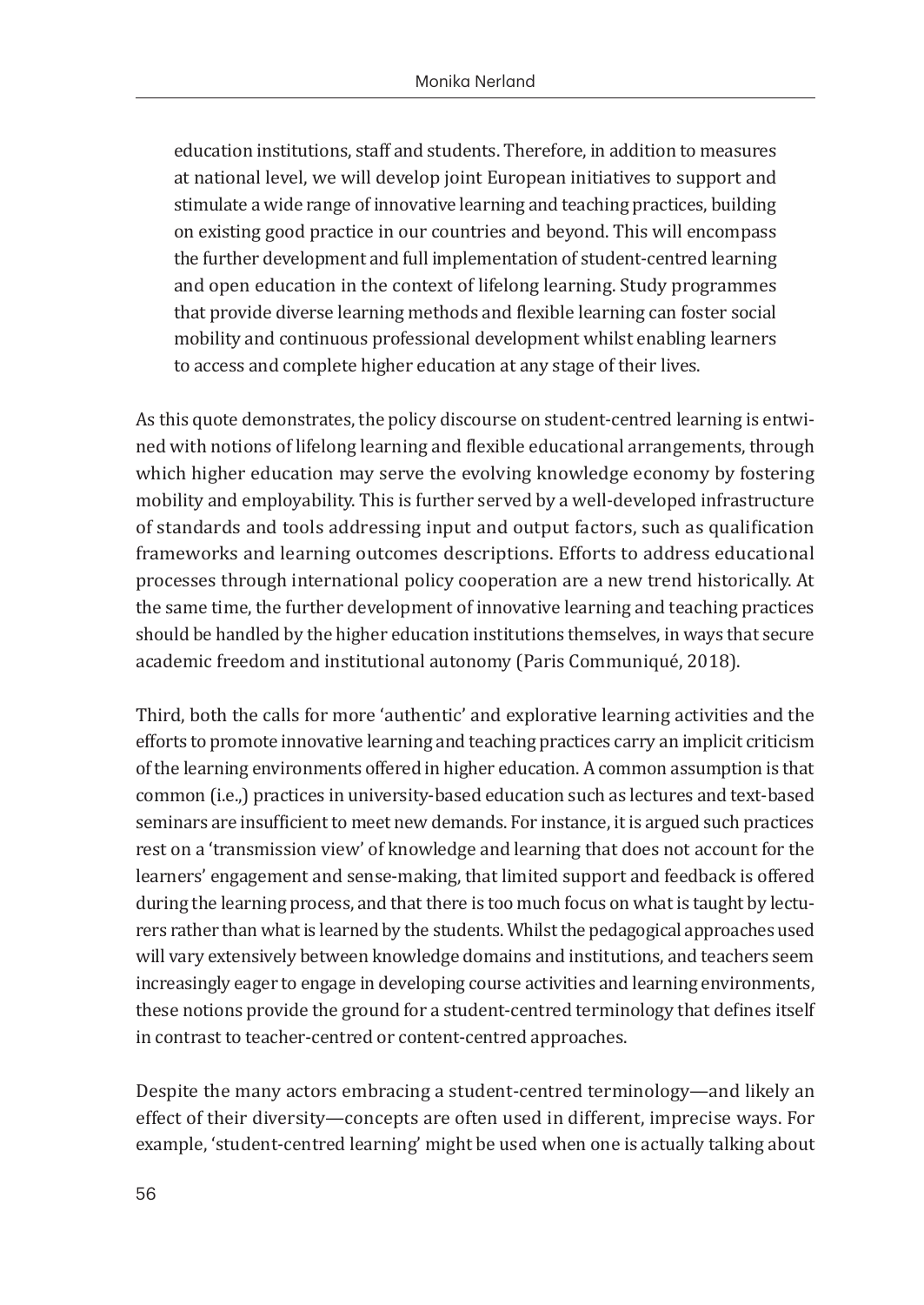> education institutions, staff and students. Therefore, in addition to measures at national level, we will develop joint European initiatives to support and stimulate a wide range of innovative learning and teaching practices, building on existing good practice in our countries and beyond. This will encompass the further development and full implementation of student-centred learning and open education in the context of lifelong learning. Study programmes that provide diverse learning methods and flexible learning can foster social mobility and continuous professional development whilst enabling learners to access and complete higher education at any stage of their lives.

As this quote demonstrates, the policy discourse on student-centred learning is entwined with notions of lifelong learning and flexible educational arrangements, through which higher education may serve the evolving knowledge economy by fostering mobility and employability. This is further served by a well-developed infrastructure of standards and tools addressing input and output factors, such as qualification frameworks and learning outcomes descriptions. Efforts to address educational processes through international policy cooperation are a new trend historically. At the same time, the further development of innovative learning and teaching practices should be handled by the higher education institutions themselves, in ways that secure academic freedom and institutional autonomy (Paris Communiqué, 2018).

Third, both the calls for more 'authentic' and explorative learning activities and the efforts to promote innovative learning and teaching practices carry an implicit criticism of the learning environments offered in higher education. A common assumption is that common (i.e.,) practices in university-based education such as lectures and text-based seminars are insufficient to meet new demands. For instance, it is argued such practices rest on a 'transmission view' of knowledge and learning that does not account for the learners' engagement and sense-making, that limited support and feedback is offered during the learning process, and that there is too much focus on what is taught by lecturers rather than what is learned by the students. Whilst the pedagogical approaches used will vary extensively between knowledge domains and institutions, and teachers seem increasingly eager to engage in developing course activities and learning environments, these notions provide the ground for a student-centred terminology that defines itself in contrast to teacher-centred or content-centred approaches.

Despite the many actors embracing a student-centred terminology—and likely an effect of their diversity—concepts are often used in different, imprecise ways. For example, 'student-centred learning' might be used when one is actually talking about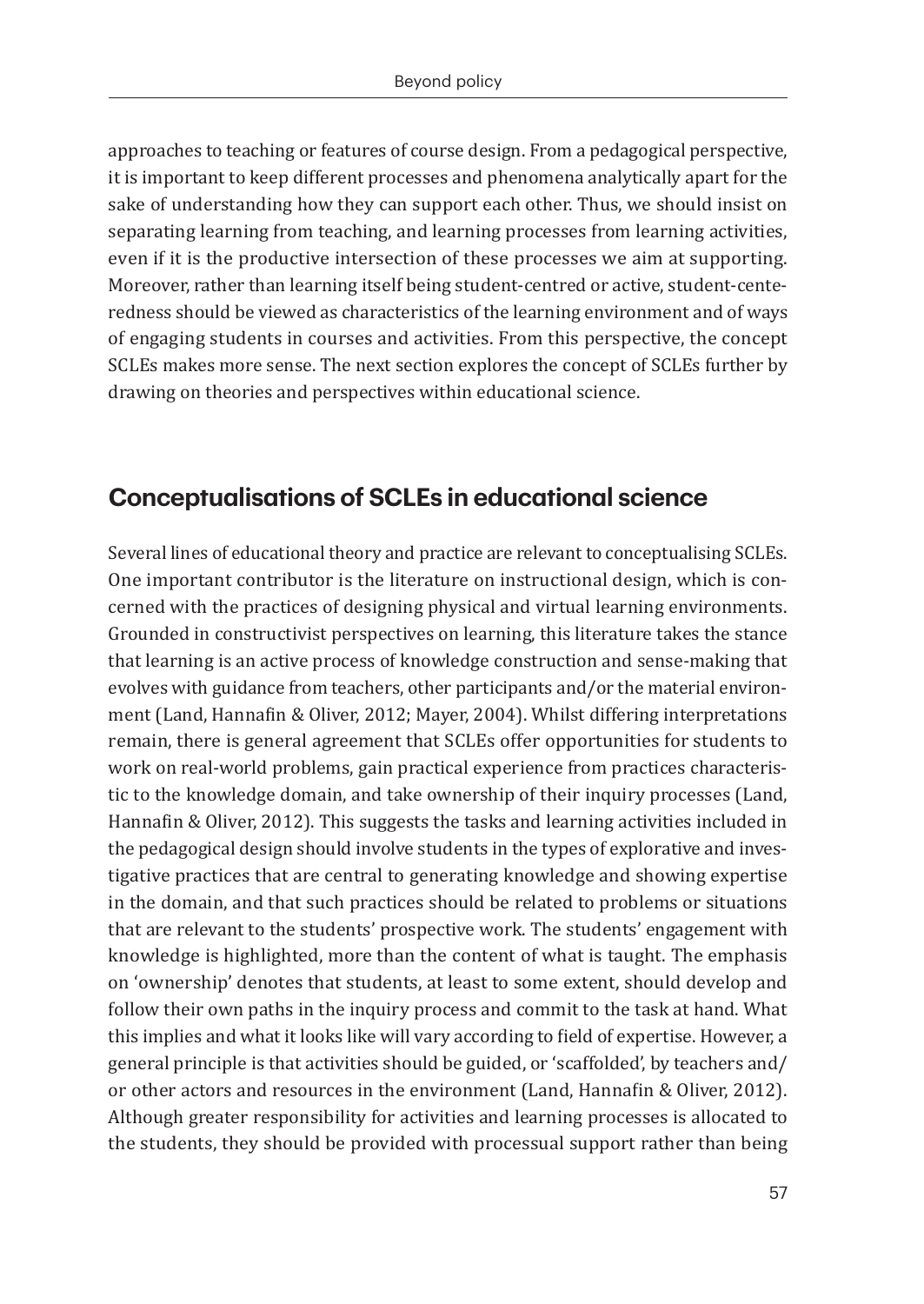approaches to teaching or features of course design. From a pedagogical perspective, it is important to keep different processes and phenomena analytically apart for the sake of understanding how they can support each other. Thus, we should insist on separating learning from teaching, and learning processes from learning activities, even if it is the productive intersection of these processes we aim at supporting. Moreover, rather than learning itself being student-centred or active, student-centeredness should be viewed as characteristics of the learning environment and of ways of engaging students in courses and activities. From this perspective, the concept SCLEs makes more sense. The next section explores the concept of SCLEs further by drawing on theories and perspectives within educational science.

## Conceptualisations of SCLEs in educational science

Several lines of educational theory and practice are relevant to conceptualising SCLEs. One important contributor is the literature on instructional design, which is concerned with the practices of designing physical and virtual learning environments. Grounded in constructivist perspectives on learning, this literature takes the stance that learning is an active process of knowledge construction and sense-making that evolves with guidance from teachers, other participants and/or the material environment (Land, Hannafin & Oliver, 2012; Mayer, 2004). Whilst differing interpretations remain, there is general agreement that SCLEs offer opportunities for students to work on real-world problems, gain practical experience from practices characteristic to the knowledge domain, and take ownership of their inquiry processes (Land, Hannafin & Oliver, 2012). This suggests the tasks and learning activities included in the pedagogical design should involve students in the types of explorative and investigative practices that are central to generating knowledge and showing expertise in the domain, and that such practices should be related to problems or situations that are relevant to the students' prospective work. The students' engagement with knowledge is highlighted, more than the content of what is taught. The emphasis on 'ownership' denotes that students, at least to some extent, should develop and follow their own paths in the inquiry process and commit to the task at hand. What this implies and what it looks like will vary according to field of expertise. However, a general principle is that activities should be guided, or 'scaffolded', by teachers and/or other actors and resources in the environment (Land, Hannafin & Oliver, 2012). Although greater responsibility for activities and learning processes is allocated to the students, they should be provided with processual support rather than being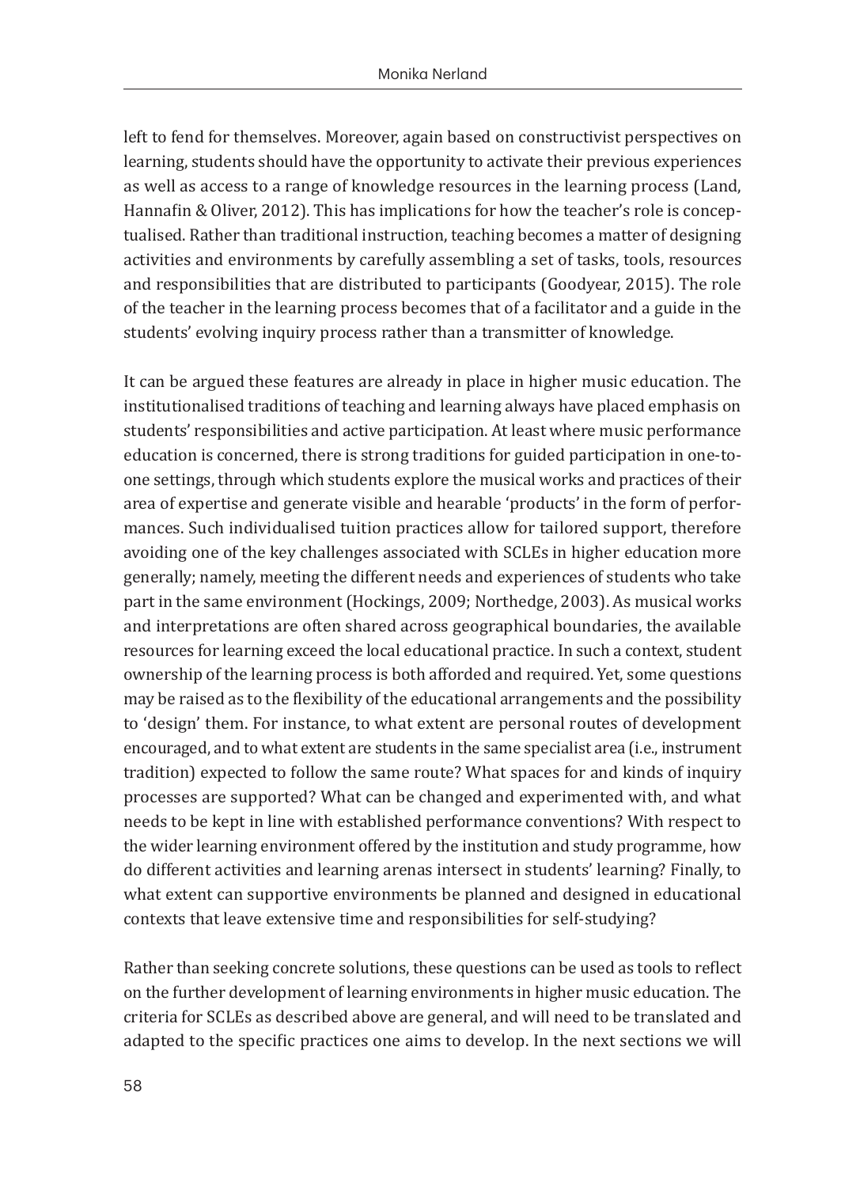left to fend for themselves. Moreover, again based on constructivist perspectives on learning, students should have the opportunity to activate their previous experiences as well as access to a range of knowledge resources in the learning process (Land, Hannafin & Oliver, 2012). This has implications for how the teacher's role is conceptualised. Rather than traditional instruction, teaching becomes a matter of designing activities and environments by carefully assembling a set of tasks, tools, resources and responsibilities that are distributed to participants (Goodyear, 2015). The role of the teacher in the learning process becomes that of a facilitator and a guide in the students' evolving inquiry process rather than a transmitter of knowledge.

It can be argued these features are already in place in higher music education. The institutionalised traditions of teaching and learning always have placed emphasis on students' responsibilities and active participation. At least where music performance education is concerned, there is strong traditions for guided participation in one-to-one settings, through which students explore the musical works and practices of their area of expertise and generate visible and hearable 'products' in the form of performances. Such individualised tuition practices allow for tailored support, therefore avoiding one of the key challenges associated with SCLEs in higher education more generally; namely, meeting the different needs and experiences of students who take part in the same environment (Hockings, 2009; Northedge, 2003). As musical works and interpretations are often shared across geographical boundaries, the available resources for learning exceed the local educational practice. In such a context, student ownership of the learning process is both afforded and required. Yet, some questions may be raised as to the flexibility of the educational arrangements and the possibility to 'design' them. For instance, to what extent are personal routes of development encouraged, and to what extent are students in the same specialist area (i.e., instrument tradition) expected to follow the same route? What spaces for and kinds of inquiry processes are supported? What can be changed and experimented with, and what needs to be kept in line with established performance conventions? With respect to the wider learning environment offered by the institution and study programme, how do different activities and learning arenas intersect in students' learning? Finally, to what extent can supportive environments be planned and designed in educational contexts that leave extensive time and responsibilities for self-studying?

Rather than seeking concrete solutions, these questions can be used as tools to reflect on the further development of learning environments in higher music education. The criteria for SCLEs as described above are general, and will need to be translated and adapted to the specific practices one aims to develop. In the next sections we will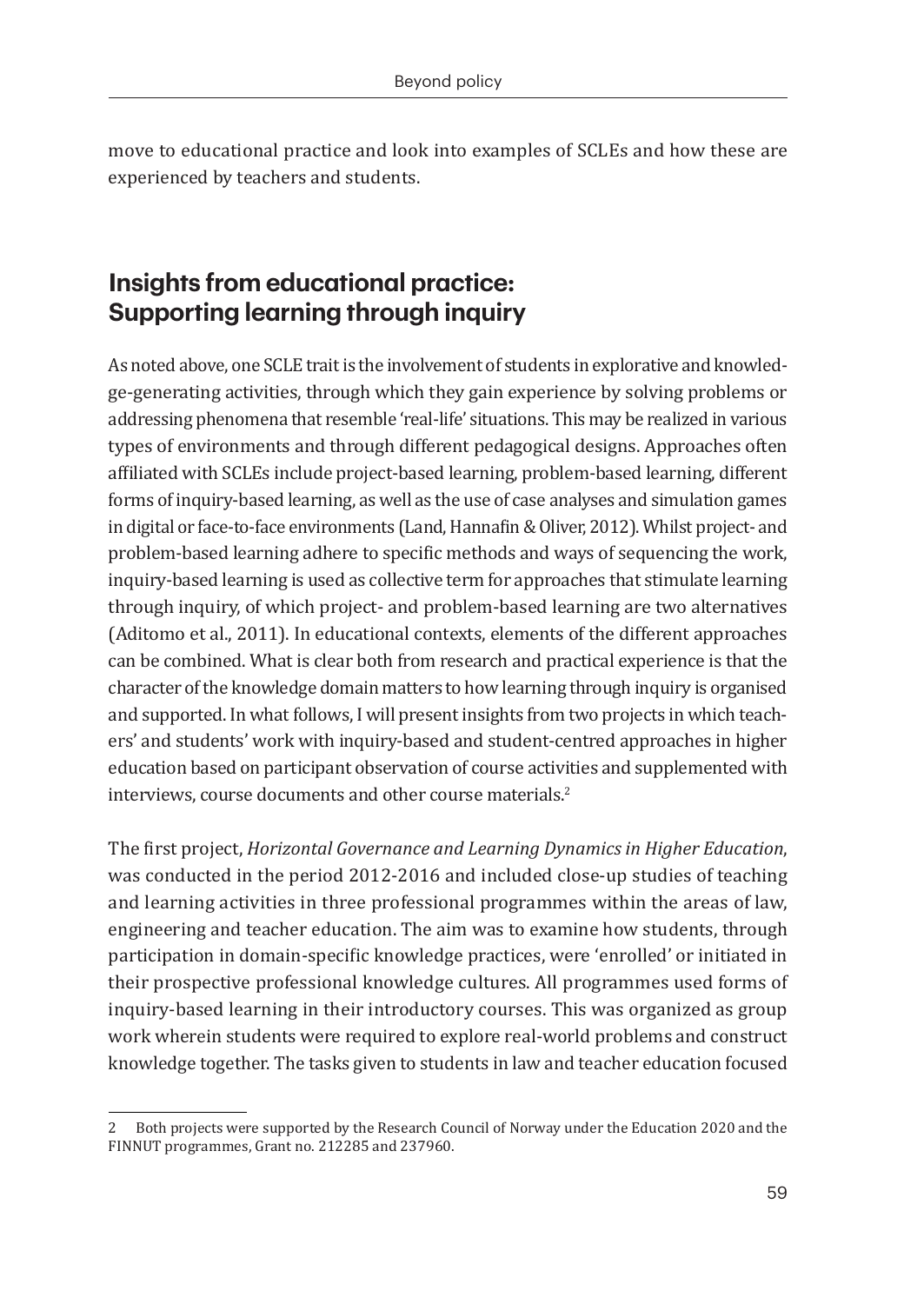move to educational practice and look into examples of SCLEs and how these are experienced by teachers and students.

## Insights from educational practice: Supporting learning through inquiry

As noted above, one SCLE trait is the involvement of students in explorative and knowledge-generating activities, through which they gain experience by solving problems or addressing phenomena that resemble 'real-life' situations. This may be realized in various types of environments and through different pedagogical designs. Approaches often affiliated with SCLEs include project-based learning, problem-based learning, different forms of inquiry-based learning, as well as the use of case analyses and simulation games in digital or face-to-face environments (Land, Hannafin & Oliver, 2012). Whilst project- and problem-based learning adhere to specific methods and ways of sequencing the work, inquiry-based learning is used as collective term for approaches that stimulate learning through inquiry, of which project- and problem-based learning are two alternatives (Aditomo et al., 2011). In educational contexts, elements of the different approaches can be combined. What is clear both from research and practical experience is that the character of the knowledge domain matters to how learning through inquiry is organised and supported. In what follows, I will present insights from two projects in which teachers' and students' work with inquiry-based and student-centred approaches in higher education based on participant observation of course activities and supplemented with interviews, course documents and other course materials.[2]

The first project, *Horizontal Governance and Learning Dynamics in Higher Education*, was conducted in the period 2012-2016 and included close-up studies of teaching and learning activities in three professional programmes within the areas of law, engineering and teacher education. The aim was to examine how students, through participation in domain-specific knowledge practices, were 'enrolled' or initiated in their prospective professional knowledge cultures. All programmes used forms of inquiry-based learning in their introductory courses. This was organized as group work wherein students were required to explore real-world problems and construct knowledge together. The tasks given to students in law and teacher education focused

---

2 Both projects were supported by the Research Council of Norway under the Education 2020 and the FINNUT programmes, Grant no. 212285 and 237960.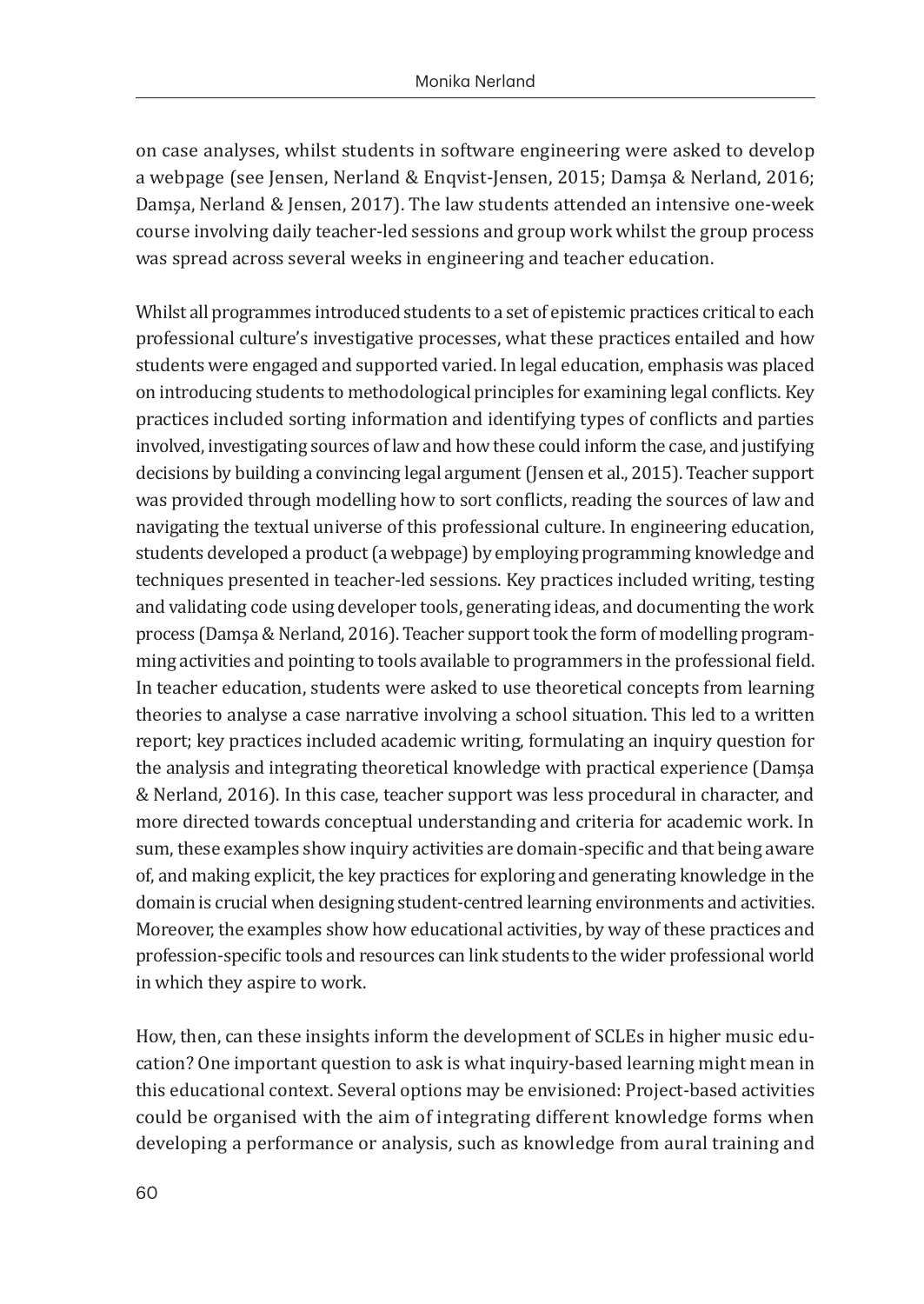on case analyses, whilst students in software engineering were asked to develop a webpage (see Jensen, Nerland & Enqvist-Jensen, 2015; Damşa & Nerland, 2016; Damşa, Nerland & Jensen, 2017). The law students attended an intensive one-week course involving daily teacher-led sessions and group work whilst the group process was spread across several weeks in engineering and teacher education.

Whilst all programmes introduced students to a set of epistemic practices critical to each professional culture's investigative processes, what these practices entailed and how students were engaged and supported varied. In legal education, emphasis was placed on introducing students to methodological principles for examining legal conflicts. Key practices included sorting information and identifying types of conflicts and parties involved, investigating sources of law and how these could inform the case, and justifying decisions by building a convincing legal argument (Jensen et al., 2015). Teacher support was provided through modelling how to sort conflicts, reading the sources of law and navigating the textual universe of this professional culture. In engineering education, students developed a product (a webpage) by employing programming knowledge and techniques presented in teacher-led sessions. Key practices included writing, testing and validating code using developer tools, generating ideas, and documenting the work process (Damşa & Nerland, 2016). Teacher support took the form of modelling programming activities and pointing to tools available to programmers in the professional field. In teacher education, students were asked to use theoretical concepts from learning theories to analyse a case narrative involving a school situation. This led to a written report; key practices included academic writing, formulating an inquiry question for the analysis and integrating theoretical knowledge with practical experience (Damşa & Nerland, 2016). In this case, teacher support was less procedural in character, and more directed towards conceptual understanding and criteria for academic work. In sum, these examples show inquiry activities are domain-specific and that being aware of, and making explicit, the key practices for exploring and generating knowledge in the domain is crucial when designing student-centred learning environments and activities. Moreover, the examples show how educational activities, by way of these practices and profession-specific tools and resources can link students to the wider professional world in which they aspire to work.

How, then, can these insights inform the development of SCLEs in higher music education? One important question to ask is what inquiry-based learning might mean in this educational context. Several options may be envisioned: Project-based activities could be organised with the aim of integrating different knowledge forms when developing a performance or analysis, such as knowledge from aural training and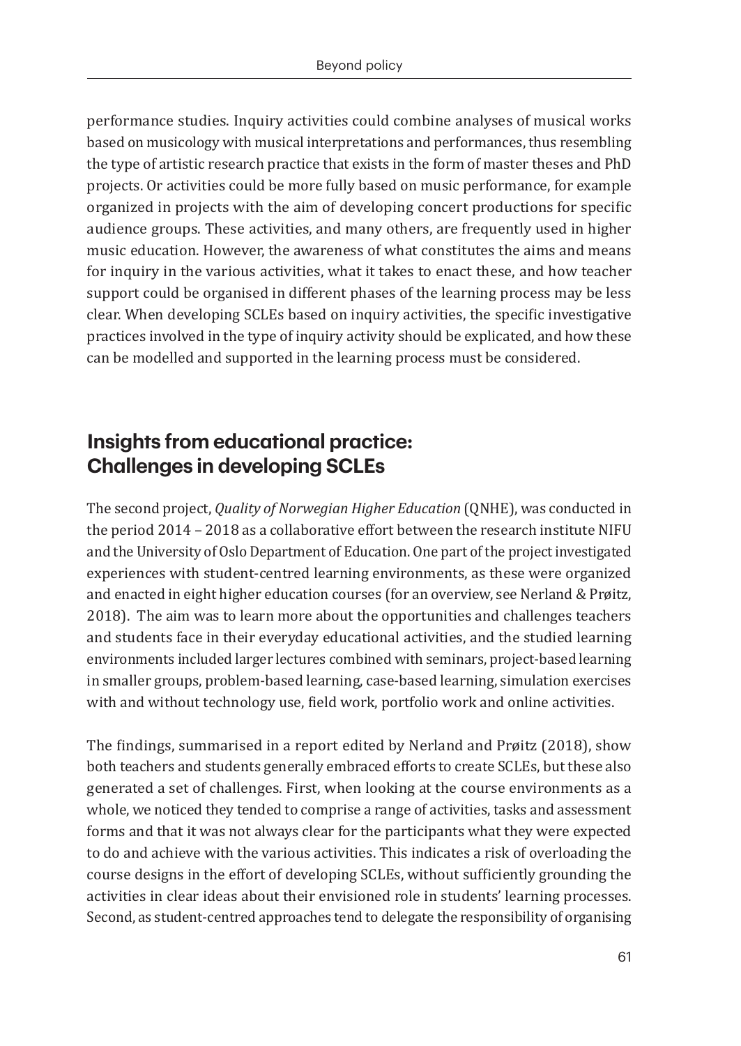performance studies. Inquiry activities could combine analyses of musical works based on musicology with musical interpretations and performances, thus resembling the type of artistic research practice that exists in the form of master theses and PhD projects. Or activities could be more fully based on music performance, for example organized in projects with the aim of developing concert productions for specific audience groups. These activities, and many others, are frequently used in higher music education. However, the awareness of what constitutes the aims and means for inquiry in the various activities, what it takes to enact these, and how teacher support could be organised in different phases of the learning process may be less clear. When developing SCLEs based on inquiry activities, the specific investigative practices involved in the type of inquiry activity should be explicated, and how these can be modelled and supported in the learning process must be considered.

## Insights from educational practice: Challenges in developing SCLEs

The second project, *Quality of Norwegian Higher Education* (QNHE), was conducted in the period 2014 – 2018 as a collaborative effort between the research institute NIFU and the University of Oslo Department of Education. One part of the project investigated experiences with student-centred learning environments, as these were organized and enacted in eight higher education courses (for an overview, see Nerland & Prøitz, 2018). The aim was to learn more about the opportunities and challenges teachers and students face in their everyday educational activities, and the studied learning environments included larger lectures combined with seminars, project-based learning in smaller groups, problem-based learning, case-based learning, simulation exercises with and without technology use, field work, portfolio work and online activities.

The findings, summarised in a report edited by Nerland and Prøitz (2018), show both teachers and students generally embraced efforts to create SCLEs, but these also generated a set of challenges. First, when looking at the course environments as a whole, we noticed they tended to comprise a range of activities, tasks and assessment forms and that it was not always clear for the participants what they were expected to do and achieve with the various activities. This indicates a risk of overloading the course designs in the effort of developing SCLEs, without sufficiently grounding the activities in clear ideas about their envisioned role in students' learning processes. Second, as student-centred approaches tend to delegate the responsibility of organising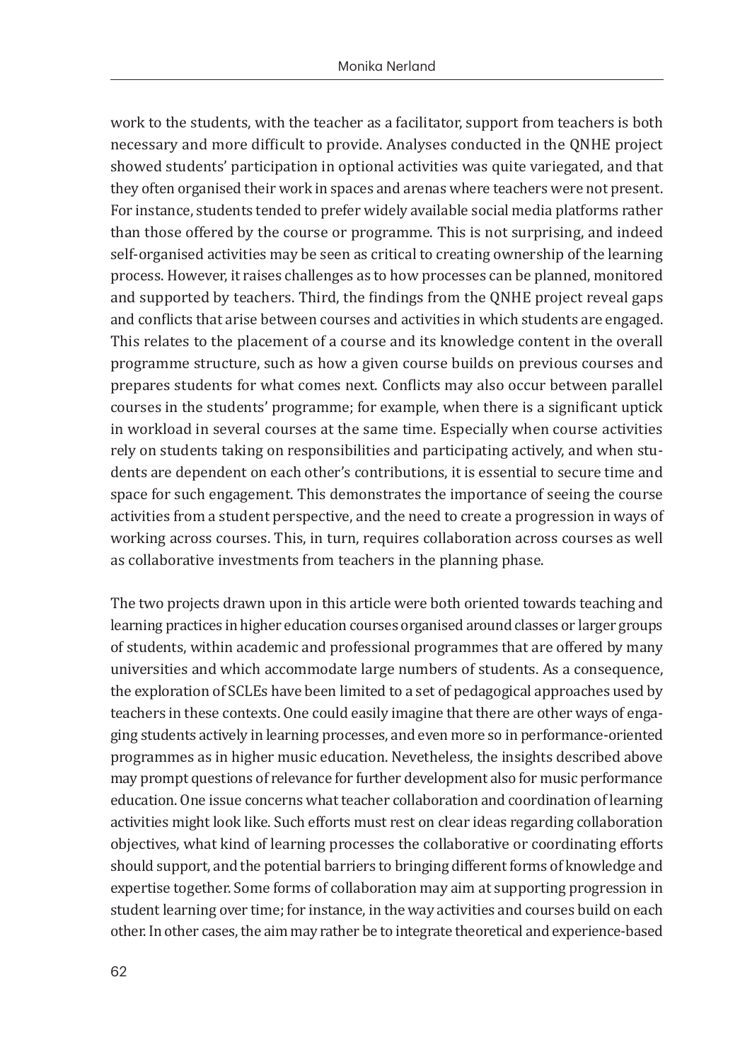work to the students, with the teacher as a facilitator, support from teachers is both necessary and more difficult to provide. Analyses conducted in the QNHE project showed students' participation in optional activities was quite variegated, and that they often organised their work in spaces and arenas where teachers were not present. For instance, students tended to prefer widely available social media platforms rather than those offered by the course or programme. This is not surprising, and indeed self-organised activities may be seen as critical to creating ownership of the learning process. However, it raises challenges as to how processes can be planned, monitored and supported by teachers. Third, the findings from the QNHE project reveal gaps and conflicts that arise between courses and activities in which students are engaged. This relates to the placement of a course and its knowledge content in the overall programme structure, such as how a given course builds on previous courses and prepares students for what comes next. Conflicts may also occur between parallel courses in the students' programme; for example, when there is a significant uptick in workload in several courses at the same time. Especially when course activities rely on students taking on responsibilities and participating actively, and when students are dependent on each other's contributions, it is essential to secure time and space for such engagement. This demonstrates the importance of seeing the course activities from a student perspective, and the need to create a progression in ways of working across courses. This, in turn, requires collaboration across courses as well as collaborative investments from teachers in the planning phase.

The two projects drawn upon in this article were both oriented towards teaching and learning practices in higher education courses organised around classes or larger groups of students, within academic and professional programmes that are offered by many universities and which accommodate large numbers of students. As a consequence, the exploration of SCLEs have been limited to a set of pedagogical approaches used by teachers in these contexts. One could easily imagine that there are other ways of engaging students actively in learning processes, and even more so in performance-oriented programmes as in higher music education. Nevetheless, the insights described above may prompt questions of relevance for further development also for music performance education. One issue concerns what teacher collaboration and coordination of learning activities might look like. Such efforts must rest on clear ideas regarding collaboration objectives, what kind of learning processes the collaborative or coordinating efforts should support, and the potential barriers to bringing different forms of knowledge and expertise together. Some forms of collaboration may aim at supporting progression in student learning over time; for instance, in the way activities and courses build on each other. In other cases, the aim may rather be to integrate theoretical and experience-based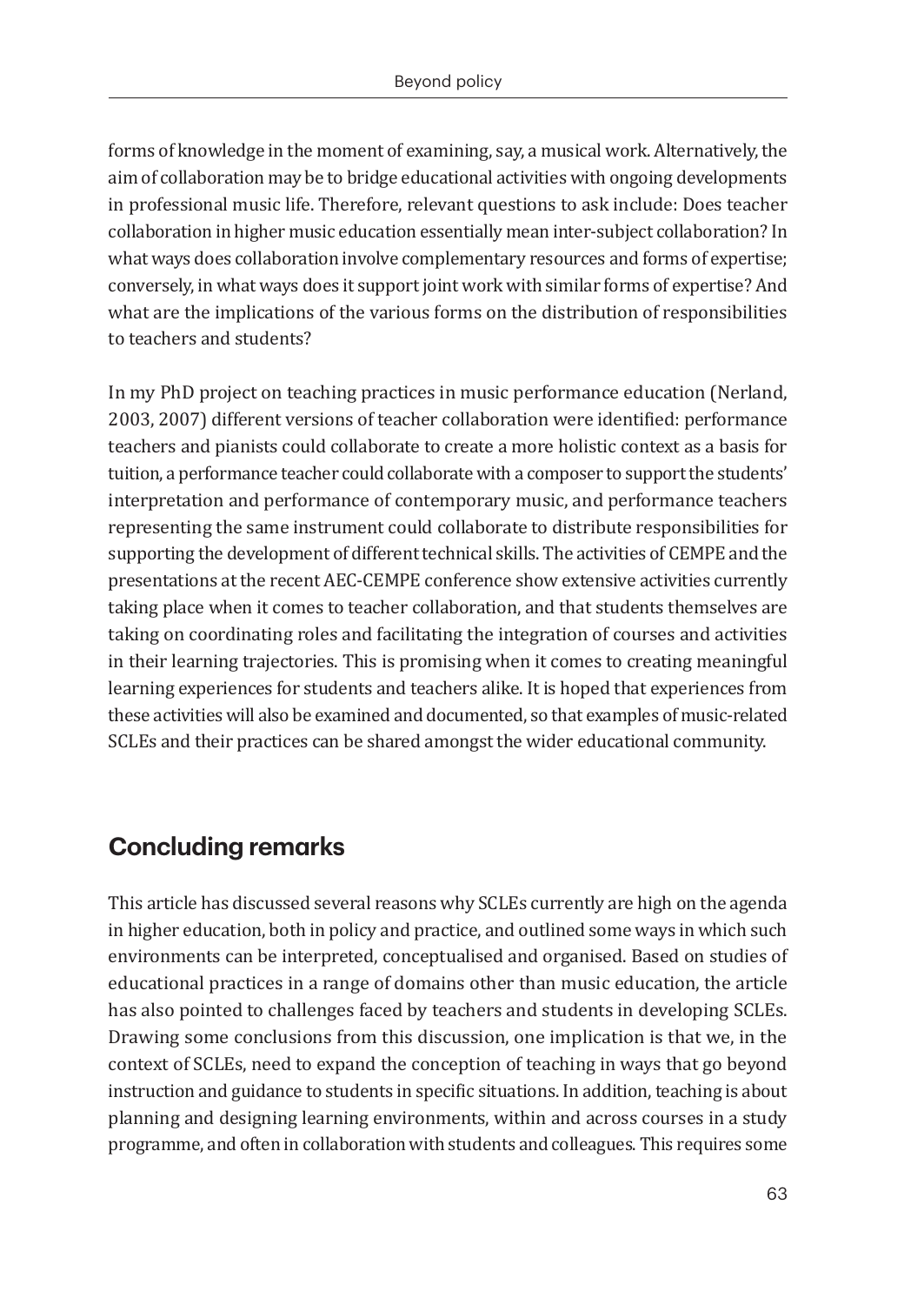forms of knowledge in the moment of examining, say, a musical work. Alternatively, the aim of collaboration may be to bridge educational activities with ongoing developments in professional music life. Therefore, relevant questions to ask include: Does teacher collaboration in higher music education essentially mean inter-subject collaboration? In what ways does collaboration involve complementary resources and forms of expertise; conversely, in what ways does it support joint work with similar forms of expertise? And what are the implications of the various forms on the distribution of responsibilities to teachers and students?

In my PhD project on teaching practices in music performance education (Nerland, 2003, 2007) different versions of teacher collaboration were identified: performance teachers and pianists could collaborate to create a more holistic context as a basis for tuition, a performance teacher could collaborate with a composer to support the students' interpretation and performance of contemporary music, and performance teachers representing the same instrument could collaborate to distribute responsibilities for supporting the development of different technical skills. The activities of CEMPE and the presentations at the recent AEC-CEMPE conference show extensive activities currently taking place when it comes to teacher collaboration, and that students themselves are taking on coordinating roles and facilitating the integration of courses and activities in their learning trajectories. This is promising when it comes to creating meaningful learning experiences for students and teachers alike. It is hoped that experiences from these activities will also be examined and documented, so that examples of music-related SCLEs and their practices can be shared amongst the wider educational community.

## Concluding remarks

This article has discussed several reasons why SCLEs currently are high on the agenda in higher education, both in policy and practice, and outlined some ways in which such environments can be interpreted, conceptualised and organised. Based on studies of educational practices in a range of domains other than music education, the article has also pointed to challenges faced by teachers and students in developing SCLEs. Drawing some conclusions from this discussion, one implication is that we, in the context of SCLEs, need to expand the conception of teaching in ways that go beyond instruction and guidance to students in specific situations. In addition, teaching is about planning and designing learning environments, within and across courses in a study programme, and often in collaboration with students and colleagues. This requires some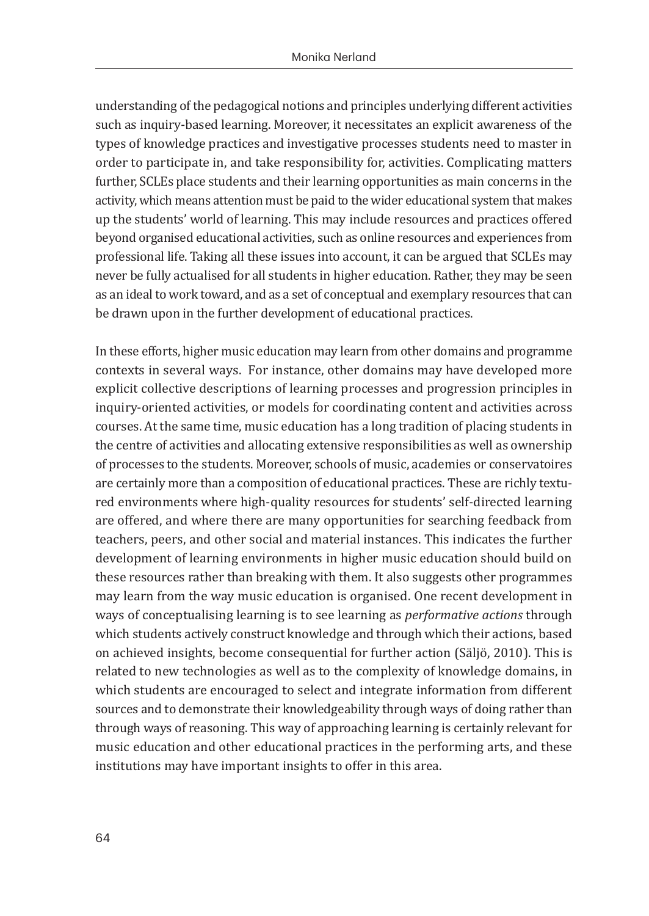understanding of the pedagogical notions and principles underlying different activities such as inquiry-based learning. Moreover, it necessitates an explicit awareness of the types of knowledge practices and investigative processes students need to master in order to participate in, and take responsibility for, activities. Complicating matters further, SCLEs place students and their learning opportunities as main concerns in the activity, which means attention must be paid to the wider educational system that makes up the students' world of learning. This may include resources and practices offered beyond organised educational activities, such as online resources and experiences from professional life. Taking all these issues into account, it can be argued that SCLEs may never be fully actualised for all students in higher education. Rather, they may be seen as an ideal to work toward, and as a set of conceptual and exemplary resources that can be drawn upon in the further development of educational practices.

In these efforts, higher music education may learn from other domains and programme contexts in several ways. For instance, other domains may have developed more explicit collective descriptions of learning processes and progression principles in inquiry-oriented activities, or models for coordinating content and activities across courses. At the same time, music education has a long tradition of placing students in the centre of activities and allocating extensive responsibilities as well as ownership of processes to the students. Moreover, schools of music, academies or conservatoires are certainly more than a composition of educational practices. These are richly textured environments where high-quality resources for students' self-directed learning are offered, and where there are many opportunities for searching feedback from teachers, peers, and other social and material instances. This indicates the further development of learning environments in higher music education should build on these resources rather than breaking with them. It also suggests other programmes may learn from the way music education is organised. One recent development in ways of conceptualising learning is to see learning as *performative actions* through which students actively construct knowledge and through which their actions, based on achieved insights, become consequential for further action (Säljö, 2010). This is related to new technologies as well as to the complexity of knowledge domains, in which students are encouraged to select and integrate information from different sources and to demonstrate their knowledgeability through ways of doing rather than through ways of reasoning. This way of approaching learning is certainly relevant for music education and other educational practices in the performing arts, and these institutions may have important insights to offer in this area.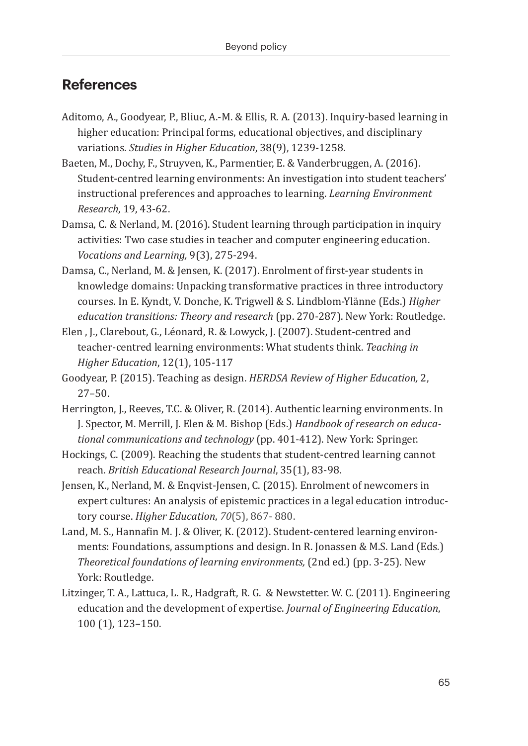## References

Aditomo, A., Goodyear, P., Bliuc, A.-M. & Ellis, R. A. (2013). Inquiry-based learning in higher education: Principal forms, educational objectives, and disciplinary variations. *Studies in Higher Education*, 38(9), 1239-1258.

Baeten, M., Dochy, F., Struyven, K., Parmentier, E. & Vanderbruggen, A. (2016). Student-centred learning environments: An investigation into student teachers' instructional preferences and approaches to learning. *Learning Environment Research*, 19, 43-62.

Damsa, C. & Nerland, M. (2016). Student learning through participation in inquiry activities: Two case studies in teacher and computer engineering education. *Vocations and Learning,* 9(3), 275-294.

Damsa, C., Nerland, M. & Jensen, K. (2017). Enrolment of first-year students in knowledge domains: Unpacking transformative practices in three introductory courses. In E. Kyndt, V. Donche, K. Trigwell & S. Lindblom-Ylänne (Eds.) *Higher education transitions: Theory and research* (pp. 270-287). New York: Routledge.

Elen , J., Clarebout, G., Léonard, R. & Lowyck, J. (2007). Student-centred and teacher-centred learning environments: What students think. *Teaching in Higher Education*, 12(1), 105-117

Goodyear, P. (2015). Teaching as design. *HERDSA Review of Higher Education,* 2, 27–50.

Herrington, J., Reeves, T.C. & Oliver, R. (2014). Authentic learning environments. In J. Spector, M. Merrill, J. Elen & M. Bishop (Eds.) *Handbook of research on educational communications and technology* (pp. 401-412). New York: Springer.

Hockings, C. (2009). Reaching the students that student-centred learning cannot reach. *British Educational Research Journal*, 35(1), 83-98.

Jensen, K., Nerland, M. & Enqvist-Jensen, C. (2015). Enrolment of newcomers in expert cultures: An analysis of epistemic practices in a legal education introductory course. *Higher Education*, *70*(5), 867- 880.

Land, M. S., Hannafin M. J. & Oliver, K. (2012). Student-centered learning environments: Foundations, assumptions and design. In R. Jonassen & M.S. Land (Eds.) *Theoretical foundations of learning environments,* (2nd ed.) (pp. 3-25). New York: Routledge.

Litzinger, T. A., Lattuca, L. R., Hadgraft, R. G. & Newstetter. W. C. (2011). Engineering education and the development of expertise. *Journal of Engineering Education*, 100 (1), 123–150.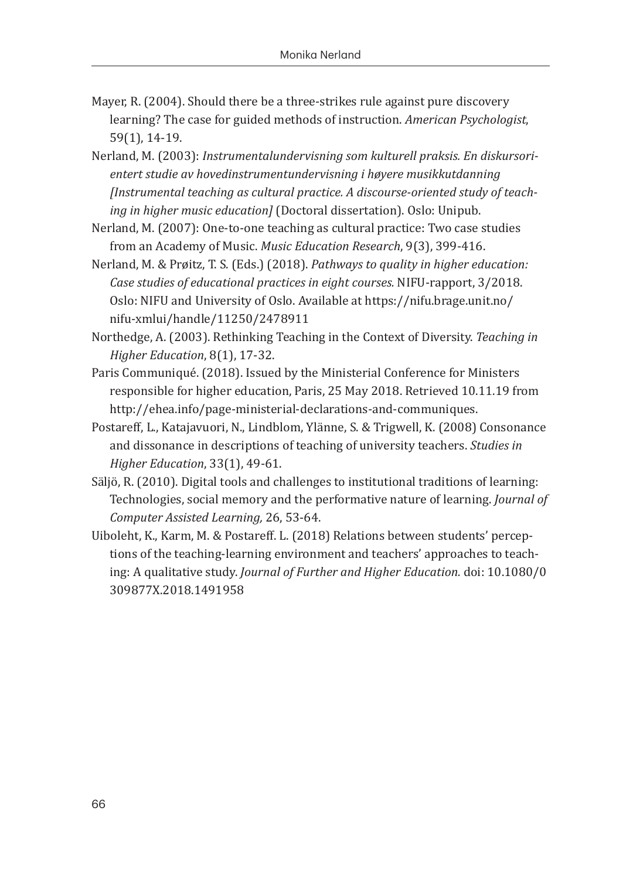Mayer, R. (2004). Should there be a three-strikes rule against pure discovery learning? The case for guided methods of instruction. *American Psychologist*, 59(1), 14-19.

Nerland, M. (2003): *Instrumentalundervisning som kulturell praksis. En diskursorientert studie av hovedinstrumentundervisning i høyere musikkutdanning [Instrumental teaching as cultural practice. A discourse-oriented study of teaching in higher music education]* (Doctoral dissertation). Oslo: Unipub.

Nerland, M. (2007): One-to-one teaching as cultural practice: Two case studies from an Academy of Music. *Music Education Research*, 9(3), 399-416.

Nerland, M. & Prøitz, T. S. (Eds.) (2018). *Pathways to quality in higher education: Case studies of educational practices in eight courses.* NIFU-rapport, 3/2018. Oslo: NIFU and University of Oslo. Available at https://nifu.brage.unit.no/nifu-xmlui/handle/11250/2478911

Northedge, A. (2003). Rethinking Teaching in the Context of Diversity. *Teaching in Higher Education*, 8(1), 17-32.

Paris Communiqué. (2018). Issued by the Ministerial Conference for Ministers responsible for higher education, Paris, 25 May 2018. Retrieved 10.11.19 from http://ehea.info/page-ministerial-declarations-and-communiques.

Postareff, L., Katajavuori, N., Lindblom, Ylänne, S. & Trigwell, K. (2008) Consonance and dissonance in descriptions of teaching of university teachers. *Studies in Higher Education*, 33(1), 49-61.

Säljö, R. (2010). Digital tools and challenges to institutional traditions of learning: Technologies, social memory and the performative nature of learning. *Journal of Computer Assisted Learning,* 26, 53-64.

Uiboleht, K., Karm, M. & Postareff. L. (2018) Relations between students' perceptions of the teaching-learning environment and teachers' approaches to teaching: A qualitative study. *Journal of Further and Higher Education.* doi: 10.1080/0309877X.2018.1491958